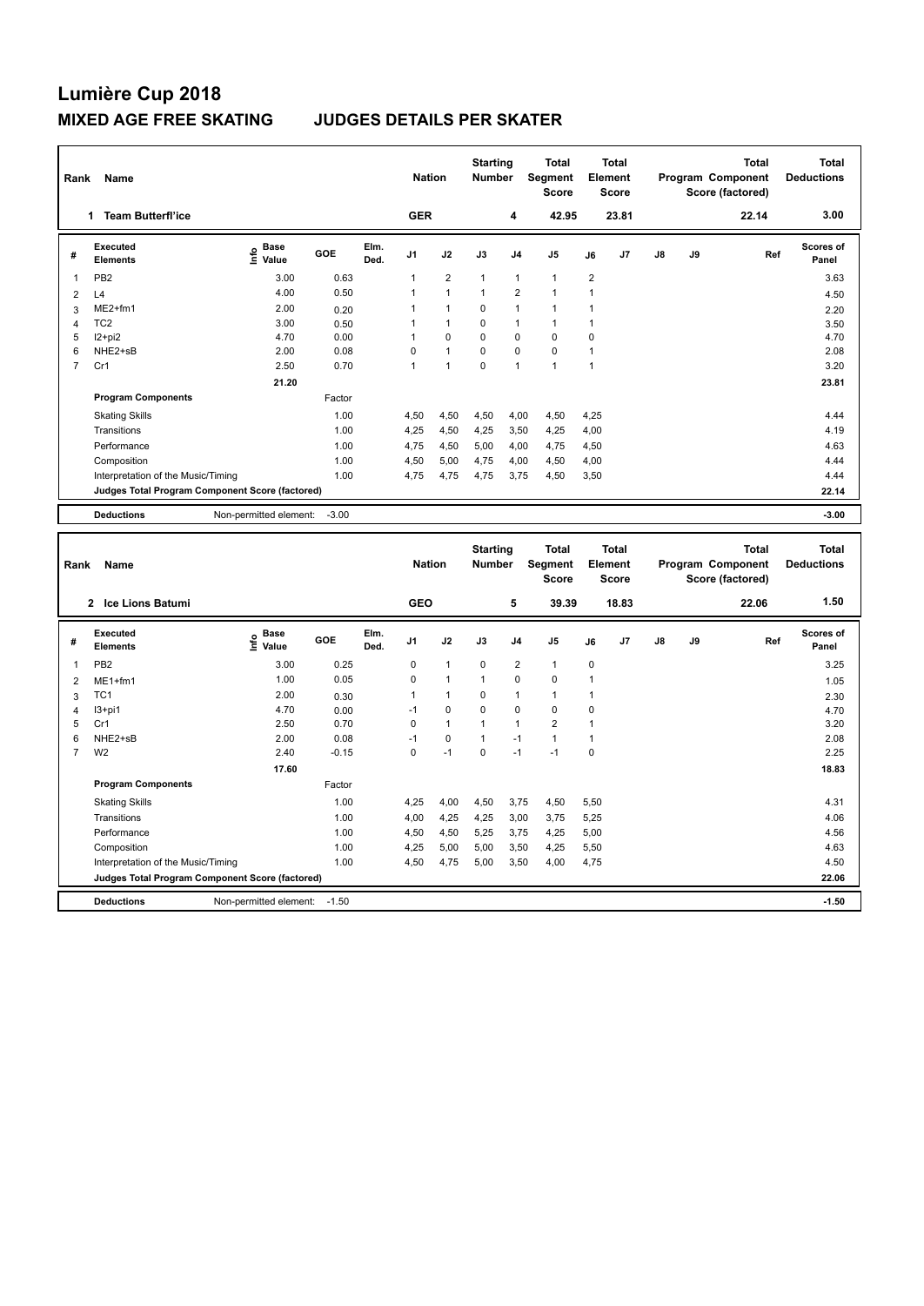# Lumière Cup 2018

## MIXED AGE FREE SKATING JUDGES DETAILS PER SKATER

| Rank | Name | Nation | Starting Number | Total Segment Score | Total Element Score | Total Program Component Score (factored) | Total Deductions |
|---|---|---|---|---|---|---|---|
| 1 | Team Butterfl'ice | GER | 4 | 42.95 | 23.81 | 22.14 | 3.00 |

| # | Executed Elements | Info | Base Value | GOE | Elm. Ded. | J1 | J2 | J3 | J4 | J5 | J6 | J7 | J8 | J9 | Ref | Scores of Panel |
|---|---|---|---|---|---|---|---|---|---|---|---|---|---|---|---|---|
| 1 | PB2 | | 3.00 | 0.63 | | 1 | 2 | 1 | 1 | 1 | 2 | | | | | 3.63 |
| 2 | L4 | | 4.00 | 0.50 | | 1 | 1 | 1 | 2 | 1 | 1 | | | | | 4.50 |
| 3 | ME2+fm1 | | 2.00 | 0.20 | | 1 | 1 | 0 | 1 | 1 | 1 | | | | | 2.20 |
| 4 | TC2 | | 3.00 | 0.50 | | 1 | 1 | 0 | 1 | 1 | 1 | | | | | 3.50 |
| 5 | I2+pi2 | | 4.70 | 0.00 | | 1 | 0 | 0 | 0 | 0 | 0 | | | | | 4.70 |
| 6 | NHE2+sB | | 2.00 | 0.08 | | 0 | 1 | 0 | 0 | 0 | 1 | | | | | 2.08 |
| 7 | Cr1 | | 2.50 | 0.70 | | 1 | 1 | 0 | 1 | 1 | 1 | | | | | 3.20 |
| | | | 21.20 | | | | | | | | | | | | | 23.81 |

| Program Components | Factor | J1 | J2 | J3 | J4 | J5 | J6 | J7 | J8 | J9 | Scores of Panel |
|---|---|---|---|---|---|---|---|---|---|---|---|
| Skating Skills | 1.00 | 4,50 | 4,50 | 4,50 | 4,00 | 4,50 | 4,25 | | | | 4.44 |
| Transitions | 1.00 | 4,25 | 4,50 | 4,25 | 3,50 | 4,25 | 4,00 | | | | 4.19 |
| Performance | 1.00 | 4,75 | 4,50 | 5,00 | 4,00 | 4,75 | 4,50 | | | | 4.63 |
| Composition | 1.00 | 4,50 | 5,00 | 4,75 | 4,00 | 4,50 | 4,00 | | | | 4.44 |
| Interpretation of the Music/Timing | 1.00 | 4,75 | 4,75 | 4,75 | 3,75 | 4,50 | 3,50 | | | | 4.44 |
| Judges Total Program Component Score (factored) | | | | | | | | | | | 22.14 |

| Deductions | Non-permitted element: | -3.00 | -3.00 |
|---|---|---|---|

| Rank | Name | Nation | Starting Number | Total Segment Score | Total Element Score | Total Program Component Score (factored) | Total Deductions |
|---|---|---|---|---|---|---|---|
| 2 | Ice Lions Batumi | GEO | 5 | 39.39 | 18.83 | 22.06 | 1.50 |

| # | Executed Elements | Info | Base Value | GOE | Elm. Ded. | J1 | J2 | J3 | J4 | J5 | J6 | J7 | J8 | J9 | Ref | Scores of Panel |
|---|---|---|---|---|---|---|---|---|---|---|---|---|---|---|---|---|
| 1 | PB2 | | 3.00 | 0.25 | | 0 | 1 | 0 | 2 | 1 | 0 | | | | | 3.25 |
| 2 | ME1+fm1 | | 1.00 | 0.05 | | 0 | 1 | 1 | 0 | 0 | 1 | | | | | 1.05 |
| 3 | TC1 | | 2.00 | 0.30 | | 1 | 1 | 0 | 1 | 1 | 1 | | | | | 2.30 |
| 4 | I3+pi1 | | 4.70 | 0.00 | | -1 | 0 | 0 | 0 | 0 | 0 | | | | | 4.70 |
| 5 | Cr1 | | 2.50 | 0.70 | | 0 | 1 | 1 | 1 | 2 | 1 | | | | | 3.20 |
| 6 | NHE2+sB | | 2.00 | 0.08 | | -1 | 0 | 1 | -1 | 1 | 1 | | | | | 2.08 |
| 7 | W2 | | 2.40 | -0.15 | | 0 | -1 | 0 | -1 | -1 | 0 | | | | | 2.25 |
| | | | 17.60 | | | | | | | | | | | | | 18.83 |

| Program Components | Factor | J1 | J2 | J3 | J4 | J5 | J6 | J7 | J8 | J9 | Scores of Panel |
|---|---|---|---|---|---|---|---|---|---|---|---|
| Skating Skills | 1.00 | 4,25 | 4,00 | 4,50 | 3,75 | 4,50 | 5,50 | | | | 4.31 |
| Transitions | 1.00 | 4,00 | 4,25 | 4,25 | 3,00 | 3,75 | 5,25 | | | | 4.06 |
| Performance | 1.00 | 4,50 | 4,50 | 5,25 | 3,75 | 4,25 | 5,00 | | | | 4.56 |
| Composition | 1.00 | 4,25 | 5,00 | 5,00 | 3,50 | 4,25 | 5,50 | | | | 4.63 |
| Interpretation of the Music/Timing | 1.00 | 4,50 | 4,75 | 5,00 | 3,50 | 4,00 | 4,75 | | | | 4.50 |
| Judges Total Program Component Score (factored) | | | | | | | | | | | 22.06 |

| Deductions | Non-permitted element: | -1.50 | -1.50 |
|---|---|---|---|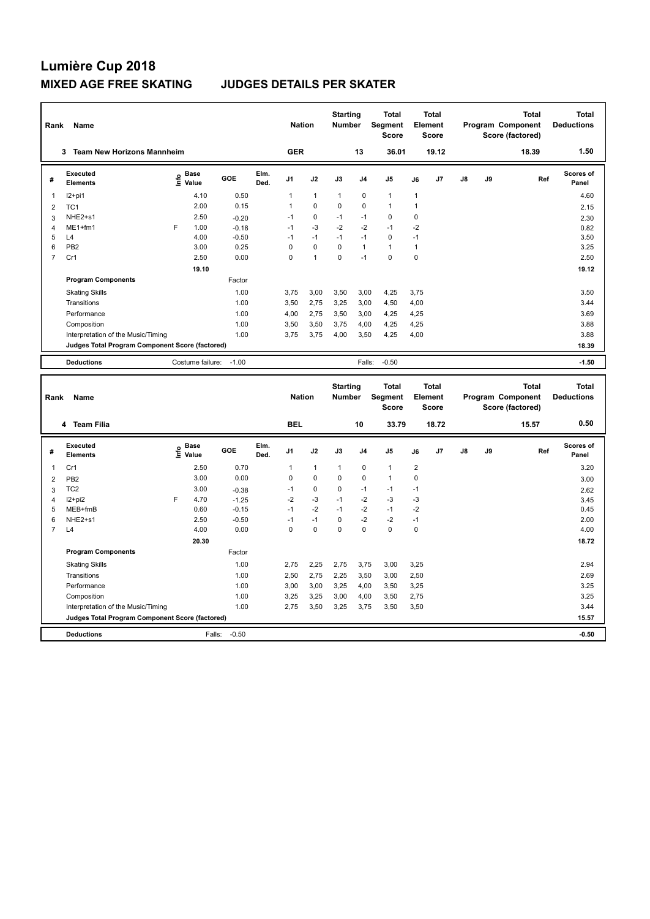# Lumière Cup 2018

## MIXED AGE FREE SKATING JUDGES DETAILS PER SKATER

| Rank | Name | Nation | Starting Number | Total Segment Score | Total Element Score | Total Program Component Score (factored) | Total Deductions |
|---|---|---|---|---|---|---|---|
| 3 | Team New Horizons Mannheim | GER | 13 | 36.01 | 19.12 | 18.39 | 1.50 |

| # | Executed Elements | Info | Base Value | GOE | Elm. Ded. | J1 | J2 | J3 | J4 | J5 | J6 | J7 | J8 | J9 | Ref | Scores of Panel |
|---|---|---|---|---|---|---|---|---|---|---|---|---|---|---|---|---|
| 1 | I2+pi1 | | 4.10 | 0.50 | | 1 | 1 | 1 | 0 | 1 | 1 | | | | | 4.60 |
| 2 | TC1 | | 2.00 | 0.15 | | 1 | 0 | 0 | 0 | 1 | 1 | | | | | 2.15 |
| 3 | NHE2+s1 | | 2.50 | -0.20 | | -1 | 0 | -1 | -1 | 0 | 0 | | | | | 2.30 |
| 4 | ME1+fm1 | F | 1.00 | -0.18 | | -1 | -3 | -2 | -2 | -1 | -2 | | | | | 0.82 |
| 5 | L4 | | 4.00 | -0.50 | | -1 | -1 | -1 | -1 | 0 | -1 | | | | | 3.50 |
| 6 | PB2 | | 3.00 | 0.25 | | 0 | 0 | 0 | 1 | 1 | 1 | | | | | 3.25 |
| 7 | Cr1 | | 2.50 | 0.00 | | 0 | 1 | 0 | -1 | 0 | 0 | | | | | 2.50 |
| | | | 19.10 | | | | | | | | | | | | | 19.12 |
| | **Program Components** | | | Factor | | | | | | | | | | | | |
| | Skating Skills | | | 1.00 | | 3,75 | 3,00 | 3,50 | 3,00 | 4,25 | 3,75 | | | | | 3.50 |
| | Transitions | | | 1.00 | | 3,50 | 2,75 | 3,25 | 3,00 | 4,50 | 4,00 | | | | | 3.44 |
| | Performance | | | 1.00 | | 4,00 | 2,75 | 3,50 | 3,00 | 4,25 | 4,25 | | | | | 3.69 |
| | Composition | | | 1.00 | | 3,50 | 3,50 | 3,75 | 4,00 | 4,25 | 4,25 | | | | | 3.88 |
| | Interpretation of the Music/Timing | | | 1.00 | | 3,75 | 3,75 | 4,00 | 3,50 | 4,25 | 4,00 | | | | | 3.88 |
| | **Judges Total Program Component Score (factored)** | | | | | | | | | | | | | | | 18.39 |
| | **Deductions** | | Costume failure: | -1.00 | | | | | Falls: | -0.50 | | | | | | -1.50 |

| Rank | Name | Nation | Starting Number | Total Segment Score | Total Element Score | Total Program Component Score (factored) | Total Deductions |
|---|---|---|---|---|---|---|---|
| 4 | Team Filia | BEL | 10 | 33.79 | 18.72 | 15.57 | 0.50 |

| # | Executed Elements | Info | Base Value | GOE | Elm. Ded. | J1 | J2 | J3 | J4 | J5 | J6 | J7 | J8 | J9 | Ref | Scores of Panel |
|---|---|---|---|---|---|---|---|---|---|---|---|---|---|---|---|---|
| 1 | Cr1 | | 2.50 | 0.70 | | 1 | 1 | 1 | 0 | 1 | 2 | | | | | 3.20 |
| 2 | PB2 | | 3.00 | 0.00 | | 0 | 0 | 0 | 0 | 1 | 0 | | | | | 3.00 |
| 3 | TC2 | | 3.00 | -0.38 | | -1 | 0 | 0 | -1 | -1 | -1 | | | | | 2.62 |
| 4 | I2+pi2 | F | 4.70 | -1.25 | | -2 | -3 | -1 | -2 | -3 | -3 | | | | | 3.45 |
| 5 | MEB+fmB | | 0.60 | -0.15 | | -1 | -2 | -1 | -2 | -1 | -2 | | | | | 0.45 |
| 6 | NHE2+s1 | | 2.50 | -0.50 | | -1 | -1 | 0 | -2 | -2 | -1 | | | | | 2.00 |
| 7 | L4 | | 4.00 | 0.00 | | 0 | 0 | 0 | 0 | 0 | 0 | | | | | 4.00 |
| | | | 20.30 | | | | | | | | | | | | | 18.72 |
| | **Program Components** | | | Factor | | | | | | | | | | | | |
| | Skating Skills | | | 1.00 | | 2,75 | 2,25 | 2,75 | 3,75 | 3,00 | 3,25 | | | | | 2.94 |
| | Transitions | | | 1.00 | | 2,50 | 2,75 | 2,25 | 3,50 | 3,00 | 2,50 | | | | | 2.69 |
| | Performance | | | 1.00 | | 3,00 | 3,00 | 3,25 | 4,00 | 3,50 | 3,25 | | | | | 3.25 |
| | Composition | | | 1.00 | | 3,25 | 3,25 | 3,00 | 4,00 | 3,50 | 2,75 | | | | | 3.25 |
| | Interpretation of the Music/Timing | | | 1.00 | | 2,75 | 3,50 | 3,25 | 3,75 | 3,50 | 3,50 | | | | | 3.44 |
| | **Judges Total Program Component Score (factored)** | | | | | | | | | | | | | | | 15.57 |
| | **Deductions** | | Falls: | -0.50 | | | | | | | | | | | | -0.50 |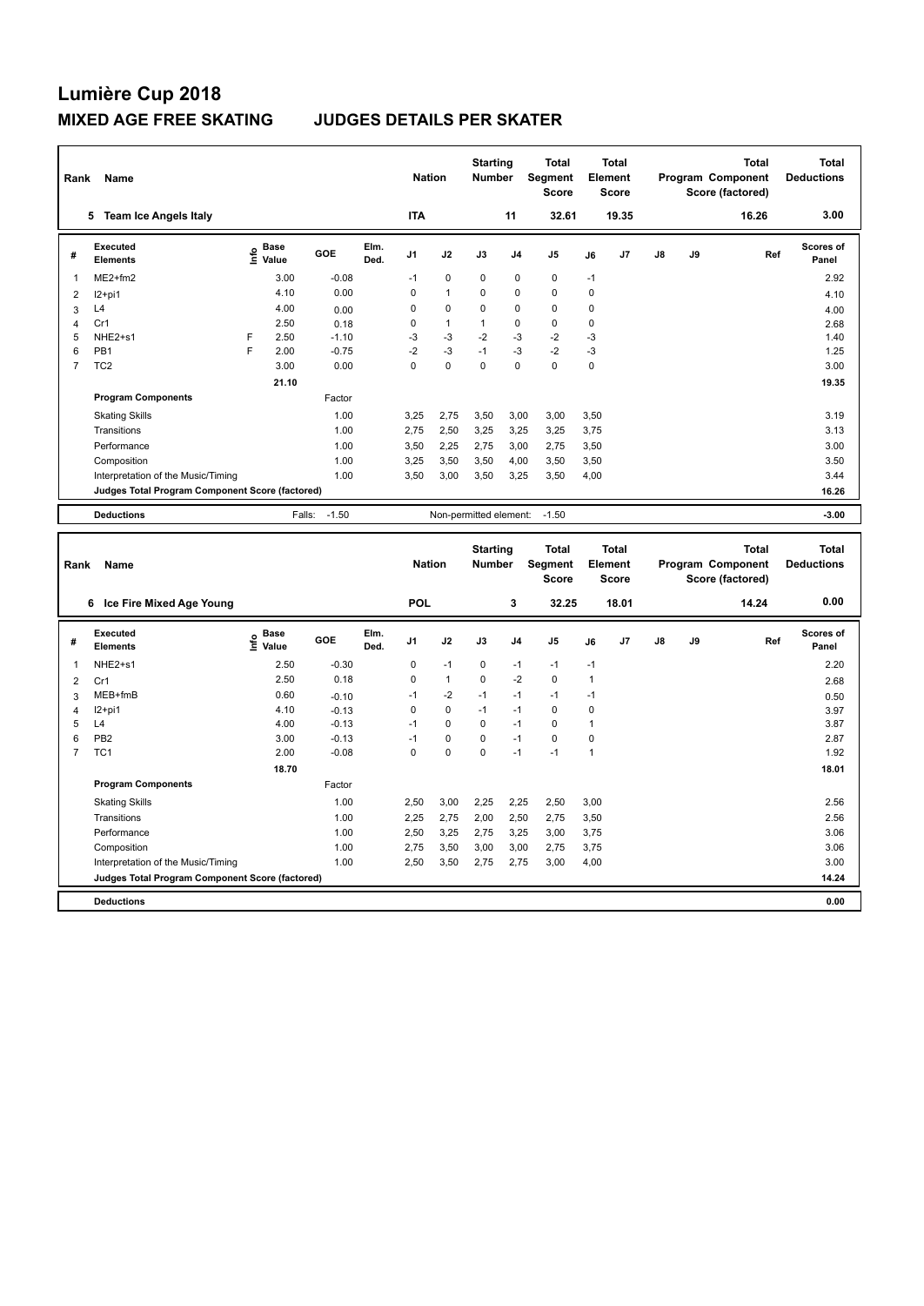# Lumière Cup 2018

## MIXED AGE FREE SKATING JUDGES DETAILS PER SKATER

| Rank | Name | Nation | Starting Number | Total Segment Score | Total Element Score | Total Program Component Score (factored) | Total Deductions |
|---|---|---|---|---|---|---|---|
| 5 | Team Ice Angels Italy | ITA | 11 | 32.61 | 19.35 | 16.26 | 3.00 |

| # | Executed Elements | Info | Base Value | GOE | Elm. Ded. | J1 | J2 | J3 | J4 | J5 | J6 | J7 | J8 | J9 | Ref | Scores of Panel |
|---|---|---|---|---|---|---|---|---|---|---|---|---|---|---|---|---|
| 1 | ME2+fm2 | | 3.00 | -0.08 | | -1 | 0 | 0 | 0 | 0 | -1 | | | | | 2.92 |
| 2 | I2+pi1 | | 4.10 | 0.00 | | 0 | 1 | 0 | 0 | 0 | 0 | | | | | 4.10 |
| 3 | L4 | | 4.00 | 0.00 | | 0 | 0 | 0 | 0 | 0 | 0 | | | | | 4.00 |
| 4 | Cr1 | | 2.50 | 0.18 | | 0 | 1 | 1 | 0 | 0 | 0 | | | | | 2.68 |
| 5 | NHE2+s1 | F | 2.50 | -1.10 | | -3 | -3 | -2 | -3 | -2 | -3 | | | | | 1.40 |
| 6 | PB1 | F | 2.00 | -0.75 | | -2 | -3 | -1 | -3 | -2 | -3 | | | | | 1.25 |
| 7 | TC2 | | 3.00 | 0.00 | | 0 | 0 | 0 | 0 | 0 | 0 | | | | | 3.00 |
| | | | 21.10 | | | | | | | | | | | | | 19.35 |
| | **Program Components** | | | Factor | | | | | | | | | | | | |
| | Skating Skills | | | 1.00 | | 3,25 | 2,75 | 3,50 | 3,00 | 3,00 | 3,50 | | | | | 3.19 |
| | Transitions | | | 1.00 | | 2,75 | 2,50 | 3,25 | 3,25 | 3,25 | 3,75 | | | | | 3.13 |
| | Performance | | | 1.00 | | 3,50 | 2,25 | 2,75 | 3,00 | 2,75 | 3,50 | | | | | 3.00 |
| | Composition | | | 1.00 | | 3,25 | 3,50 | 3,50 | 4,00 | 3,50 | 3,50 | | | | | 3.50 |
| | Interpretation of the Music/Timing | | | 1.00 | | 3,50 | 3,00 | 3,50 | 3,25 | 3,50 | 4,00 | | | | | 3.44 |
| | **Judges Total Program Component Score (factored)** | | | | | | | | | | | | | | | 16.26 |
| | **Deductions** | | Falls: | -1.50 | | Non-permitted element: | | | | -1.50 | | | | | | -3.00 |

| Rank | Name | Nation | Starting Number | Total Segment Score | Total Element Score | Total Program Component Score (factored) | Total Deductions |
|---|---|---|---|---|---|---|---|
| 6 | Ice Fire Mixed Age Young | POL | 3 | 32.25 | 18.01 | 14.24 | 0.00 |

| # | Executed Elements | Info | Base Value | GOE | Elm. Ded. | J1 | J2 | J3 | J4 | J5 | J6 | J7 | J8 | J9 | Ref | Scores of Panel |
|---|---|---|---|---|---|---|---|---|---|---|---|---|---|---|---|---|
| 1 | NHE2+s1 | | 2.50 | -0.30 | | 0 | -1 | 0 | -1 | -1 | -1 | | | | | 2.20 |
| 2 | Cr1 | | 2.50 | 0.18 | | 0 | 1 | 0 | -2 | 0 | 1 | | | | | 2.68 |
| 3 | MEB+fmB | | 0.60 | -0.10 | | -1 | -2 | -1 | -1 | -1 | -1 | | | | | 0.50 |
| 4 | I2+pi1 | | 4.10 | -0.13 | | 0 | 0 | -1 | -1 | 0 | 0 | | | | | 3.97 |
| 5 | L4 | | 4.00 | -0.13 | | -1 | 0 | 0 | -1 | 0 | 1 | | | | | 3.87 |
| 6 | PB2 | | 3.00 | -0.13 | | -1 | 0 | 0 | -1 | 0 | 0 | | | | | 2.87 |
| 7 | TC1 | | 2.00 | -0.08 | | 0 | 0 | 0 | -1 | -1 | 1 | | | | | 1.92 |
| | | | 18.70 | | | | | | | | | | | | | 18.01 |
| | **Program Components** | | | Factor | | | | | | | | | | | | |
| | Skating Skills | | | 1.00 | | 2,50 | 3,00 | 2,25 | 2,25 | 2,50 | 3,00 | | | | | 2.56 |
| | Transitions | | | 1.00 | | 2,25 | 2,75 | 2,00 | 2,50 | 2,75 | 3,50 | | | | | 2.56 |
| | Performance | | | 1.00 | | 2,50 | 3,25 | 2,75 | 3,25 | 3,00 | 3,75 | | | | | 3.06 |
| | Composition | | | 1.00 | | 2,75 | 3,50 | 3,00 | 3,00 | 2,75 | 3,75 | | | | | 3.06 |
| | Interpretation of the Music/Timing | | | 1.00 | | 2,50 | 3,50 | 2,75 | 2,75 | 3,00 | 4,00 | | | | | 3.00 |
| | **Judges Total Program Component Score (factored)** | | | | | | | | | | | | | | | 14.24 |
| | **Deductions** | | | | | | | | | | | | | | | 0.00 |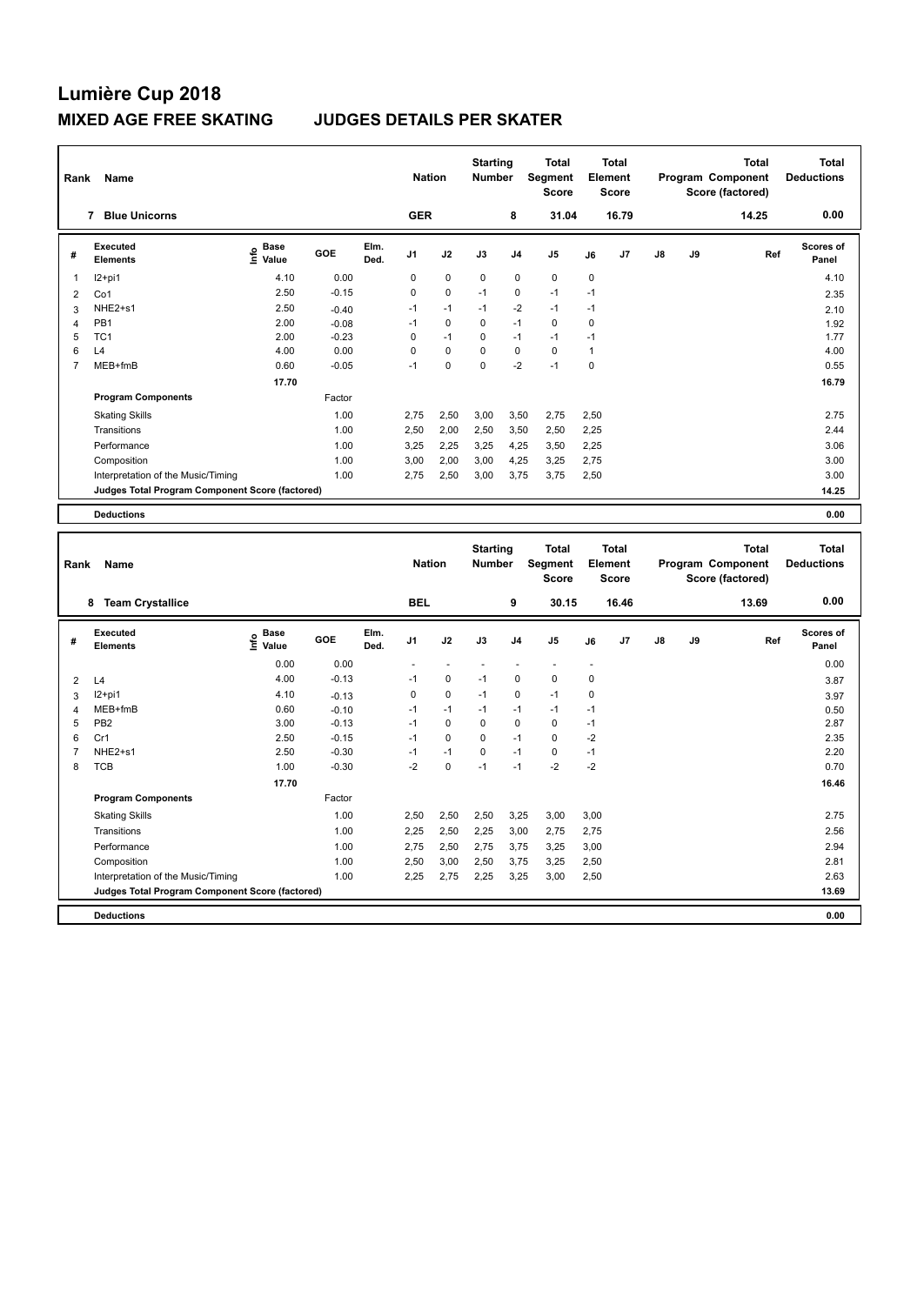# Lumière Cup 2018

## MIXED AGE FREE SKATING JUDGES DETAILS PER SKATER

| Rank | Name | Nation | Starting Number | Total Segment Score | Total Element Score | Total Program Component Score (factored) | Total Deductions |
|---|---|---|---|---|---|---|---|
| 7 | Blue Unicorns | GER | 8 | 31.04 | 16.79 | 14.25 | 0.00 |

| # | Executed Elements | Info | Base Value | GOE | Elm. Ded. | J1 | J2 | J3 | J4 | J5 | J6 | J7 | J8 | J9 | Ref | Scores of Panel |
|---|---|---|---|---|---|---|---|---|---|---|---|---|---|---|---|---|
| 1 | I2+pi1 | | 4.10 | 0.00 | | 0 | 0 | 0 | 0 | 0 | 0 | | | | | 4.10 |
| 2 | Co1 | | 2.50 | -0.15 | | 0 | 0 | -1 | 0 | -1 | -1 | | | | | 2.35 |
| 3 | NHE2+s1 | | 2.50 | -0.40 | | -1 | -1 | -1 | -2 | -1 | -1 | | | | | 2.10 |
| 4 | PB1 | | 2.00 | -0.08 | | -1 | 0 | 0 | -1 | 0 | 0 | | | | | 1.92 |
| 5 | TC1 | | 2.00 | -0.23 | | 0 | -1 | 0 | -1 | -1 | -1 | | | | | 1.77 |
| 6 | L4 | | 4.00 | 0.00 | | 0 | 0 | 0 | 0 | 0 | 1 | | | | | 4.00 |
| 7 | MEB+fmB | | 0.60 | -0.05 | | -1 | 0 | 0 | -2 | -1 | 0 | | | | | 0.55 |
| | | | 17.70 | | | | | | | | | | | | | 16.79 |
| | **Program Components** | | | Factor | | | | | | | | | | | | |
| | Skating Skills | | | 1.00 | | 2,75 | 2,50 | 3,00 | 3,50 | 2,75 | 2,50 | | | | | 2.75 |
| | Transitions | | | 1.00 | | 2,50 | 2,00 | 2,50 | 3,50 | 2,50 | 2,25 | | | | | 2.44 |
| | Performance | | | 1.00 | | 3,25 | 2,25 | 3,25 | 4,25 | 3,50 | 2,25 | | | | | 3.06 |
| | Composition | | | 1.00 | | 3,00 | 2,00 | 3,00 | 4,25 | 3,25 | 2,75 | | | | | 3.00 |
| | Interpretation of the Music/Timing | | | 1.00 | | 2,75 | 2,50 | 3,00 | 3,75 | 3,75 | 2,50 | | | | | 3.00 |
| | **Judges Total Program Component Score (factored)** | | | | | | | | | | | | | | | 14.25 |
| | **Deductions** | | | | | | | | | | | | | | | 0.00 |

| Rank | Name | Nation | Starting Number | Total Segment Score | Total Element Score | Total Program Component Score (factored) | Total Deductions |
|---|---|---|---|---|---|---|---|
| 8 | Team Crystallice | BEL | 9 | 30.15 | 16.46 | 13.69 | 0.00 |

| # | Executed Elements | Info | Base Value | GOE | Elm. Ded. | J1 | J2 | J3 | J4 | J5 | J6 | J7 | J8 | J9 | Ref | Scores of Panel |
|---|---|---|---|---|---|---|---|---|---|---|---|---|---|---|---|---|
| | | | 0.00 | 0.00 | | - | - | - | - | - | - | | | | | 0.00 |
| 2 | L4 | | 4.00 | -0.13 | | -1 | 0 | -1 | 0 | 0 | 0 | | | | | 3.87 |
| 3 | I2+pi1 | | 4.10 | -0.13 | | 0 | 0 | -1 | 0 | -1 | 0 | | | | | 3.97 |
| 4 | MEB+fmB | | 0.60 | -0.10 | | -1 | -1 | -1 | -1 | -1 | -1 | | | | | 0.50 |
| 5 | PB2 | | 3.00 | -0.13 | | -1 | 0 | 0 | 0 | 0 | -1 | | | | | 2.87 |
| 6 | Cr1 | | 2.50 | -0.15 | | -1 | 0 | 0 | -1 | 0 | -2 | | | | | 2.35 |
| 7 | NHE2+s1 | | 2.50 | -0.30 | | -1 | -1 | 0 | -1 | 0 | -1 | | | | | 2.20 |
| 8 | TCB | | 1.00 | -0.30 | | -2 | 0 | -1 | -1 | -2 | -2 | | | | | 0.70 |
| | | | 17.70 | | | | | | | | | | | | | 16.46 |
| | **Program Components** | | | Factor | | | | | | | | | | | | |
| | Skating Skills | | | 1.00 | | 2,50 | 2,50 | 2,50 | 3,25 | 3,00 | 3,00 | | | | | 2.75 |
| | Transitions | | | 1.00 | | 2,25 | 2,50 | 2,25 | 3,00 | 2,75 | 2,75 | | | | | 2.56 |
| | Performance | | | 1.00 | | 2,75 | 2,50 | 2,75 | 3,75 | 3,25 | 3,00 | | | | | 2.94 |
| | Composition | | | 1.00 | | 2,50 | 3,00 | 2,50 | 3,75 | 3,25 | 2,50 | | | | | 2.81 |
| | Interpretation of the Music/Timing | | | 1.00 | | 2,25 | 2,75 | 2,25 | 3,25 | 3,00 | 2,50 | | | | | 2.63 |
| | **Judges Total Program Component Score (factored)** | | | | | | | | | | | | | | | 13.69 |
| | **Deductions** | | | | | | | | | | | | | | | 0.00 |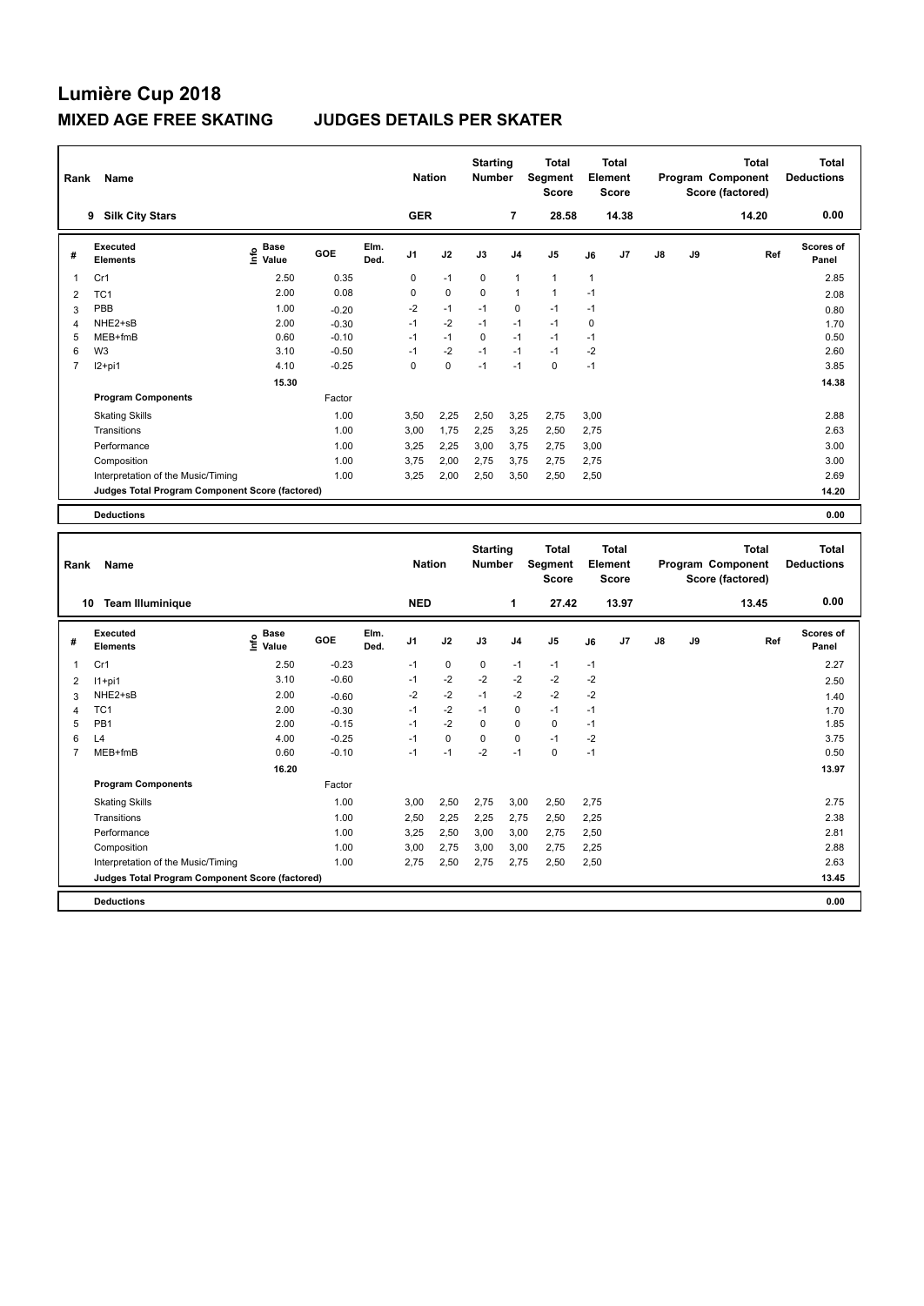# Lumière Cup 2018

## MIXED AGE FREE SKATING JUDGES DETAILS PER SKATER

| Rank | Name | Nation | Starting Number | Total Segment Score | Total Element Score | Total Program Component Score (factored) | Total Deductions |
|---|---|---|---|---|---|---|---|
| 9 | Silk City Stars | GER | 7 | 28.58 | 14.38 | 14.20 | 0.00 |

| # | Executed Elements | Info | Base Value | GOE | Elm. Ded. | J1 | J2 | J3 | J4 | J5 | J6 | J7 | J8 | J9 | Ref | Scores of Panel |
|---|---|---|---|---|---|---|---|---|---|---|---|---|---|---|---|---|
| 1 | Cr1 | | 2.50 | 0.35 | | 0 | -1 | 0 | 1 | 1 | 1 | | | | | 2.85 |
| 2 | TC1 | | 2.00 | 0.08 | | 0 | 0 | 0 | 1 | 1 | -1 | | | | | 2.08 |
| 3 | PBB | | 1.00 | -0.20 | | -2 | -1 | -1 | 0 | -1 | -1 | | | | | 0.80 |
| 4 | NHE2+sB | | 2.00 | -0.30 | | -1 | -2 | -1 | -1 | -1 | 0 | | | | | 1.70 |
| 5 | MEB+fmB | | 0.60 | -0.10 | | -1 | -1 | 0 | -1 | -1 | -1 | | | | | 0.50 |
| 6 | W3 | | 3.10 | -0.50 | | -1 | -2 | -1 | -1 | -1 | -2 | | | | | 2.60 |
| 7 | I2+pi1 | | 4.10 | -0.25 | | 0 | 0 | -1 | -1 | 0 | -1 | | | | | 3.85 |
| | | | 15.30 | | | | | | | | | | | | | 14.38 |

| Program Components | Factor | J1 | J2 | J3 | J4 | J5 | J6 | J7 | J8 | J9 | Scores of Panel |
|---|---|---|---|---|---|---|---|---|---|---|---|
| Skating Skills | 1.00 | 3,50 | 2,25 | 2,50 | 3,25 | 2,75 | 3,00 | | | | 2.88 |
| Transitions | 1.00 | 3,00 | 1,75 | 2,25 | 3,25 | 2,50 | 2,75 | | | | 2.63 |
| Performance | 1.00 | 3,25 | 2,25 | 3,00 | 3,75 | 2,75 | 3,00 | | | | 3.00 |
| Composition | 1.00 | 3,75 | 2,00 | 2,75 | 3,75 | 2,75 | 2,75 | | | | 3.00 |
| Interpretation of the Music/Timing | 1.00 | 3,25 | 2,00 | 2,50 | 3,50 | 2,50 | 2,50 | | | | 2.69 |
| Judges Total Program Component Score (factored) | | | | | | | | | | | 14.20 |

| Deductions | 0.00 |
|---|---|

| Rank | Name | Nation | Starting Number | Total Segment Score | Total Element Score | Total Program Component Score (factored) | Total Deductions |
|---|---|---|---|---|---|---|---|
| 10 | Team Illuminique | NED | 1 | 27.42 | 13.97 | 13.45 | 0.00 |

| # | Executed Elements | Info | Base Value | GOE | Elm. Ded. | J1 | J2 | J3 | J4 | J5 | J6 | J7 | J8 | J9 | Ref | Scores of Panel |
|---|---|---|---|---|---|---|---|---|---|---|---|---|---|---|---|---|
| 1 | Cr1 | | 2.50 | -0.23 | | -1 | 0 | 0 | -1 | -1 | -1 | | | | | 2.27 |
| 2 | I1+pi1 | | 3.10 | -0.60 | | -1 | -2 | -2 | -2 | -2 | -2 | | | | | 2.50 |
| 3 | NHE2+sB | | 2.00 | -0.60 | | -2 | -2 | -1 | -2 | -2 | -2 | | | | | 1.40 |
| 4 | TC1 | | 2.00 | -0.30 | | -1 | -2 | -1 | 0 | -1 | -1 | | | | | 1.70 |
| 5 | PB1 | | 2.00 | -0.15 | | -1 | -2 | 0 | 0 | 0 | -1 | | | | | 1.85 |
| 6 | L4 | | 4.00 | -0.25 | | -1 | 0 | 0 | 0 | -1 | -2 | | | | | 3.75 |
| 7 | MEB+fmB | | 0.60 | -0.10 | | -1 | -1 | -2 | -1 | 0 | -1 | | | | | 0.50 |
| | | | 16.20 | | | | | | | | | | | | | 13.97 |

| Program Components | Factor | J1 | J2 | J3 | J4 | J5 | J6 | J7 | J8 | J9 | Scores of Panel |
|---|---|---|---|---|---|---|---|---|---|---|---|
| Skating Skills | 1.00 | 3,00 | 2,50 | 2,75 | 3,00 | 2,50 | 2,75 | | | | 2.75 |
| Transitions | 1.00 | 2,50 | 2,25 | 2,25 | 2,75 | 2,50 | 2,25 | | | | 2.38 |
| Performance | 1.00 | 3,25 | 2,50 | 3,00 | 3,00 | 2,75 | 2,50 | | | | 2.81 |
| Composition | 1.00 | 3,00 | 2,75 | 3,00 | 3,00 | 2,75 | 2,25 | | | | 2.88 |
| Interpretation of the Music/Timing | 1.00 | 2,75 | 2,50 | 2,75 | 2,75 | 2,50 | 2,50 | | | | 2.63 |
| Judges Total Program Component Score (factored) | | | | | | | | | | | 13.45 |

| Deductions | 0.00 |
|---|---|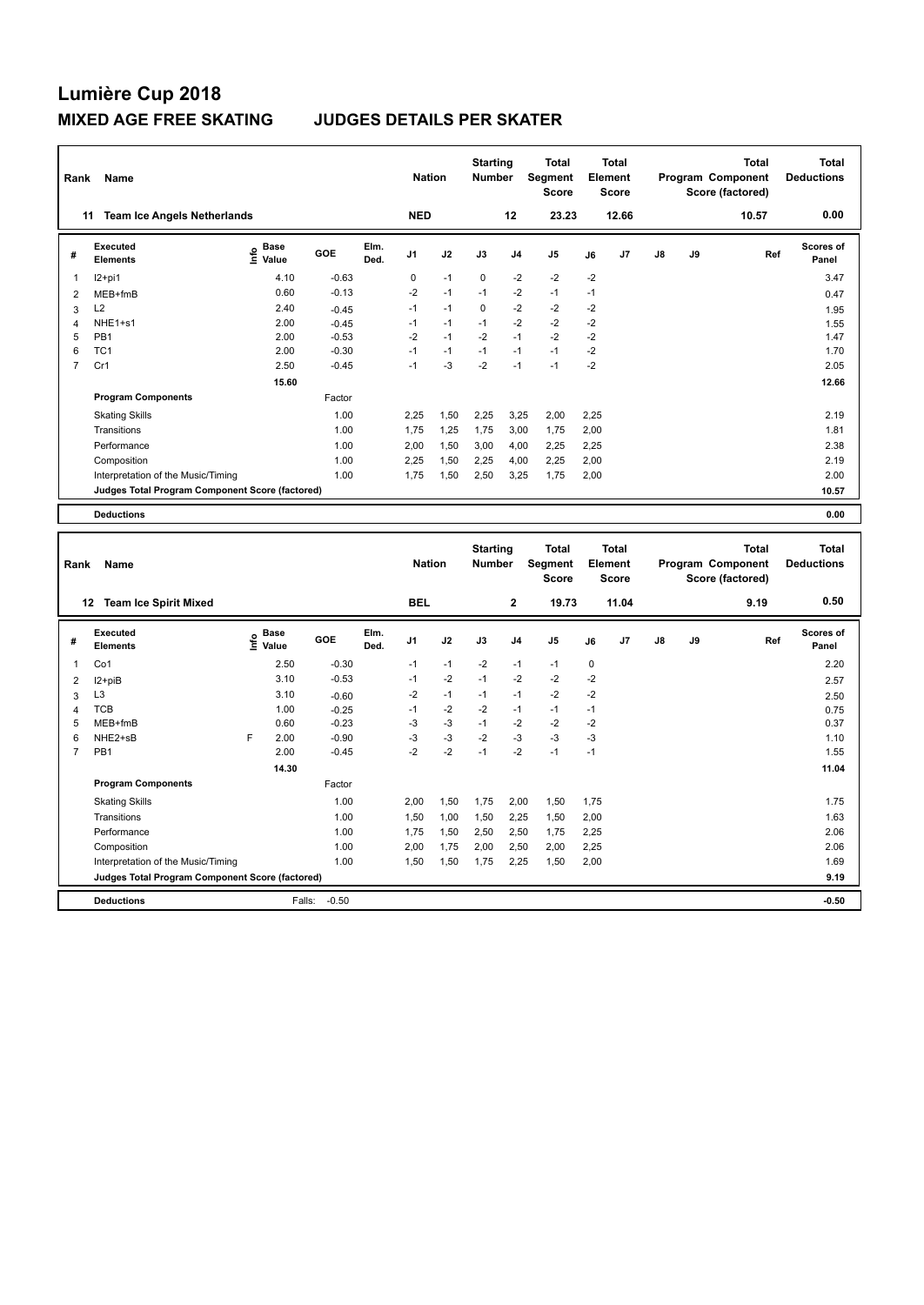# Lumière Cup 2018

## MIXED AGE FREE SKATING JUDGES DETAILS PER SKATER

| Rank | Name | Nation | Starting Number | Total Segment Score | Total Element Score | Total Program Component Score (factored) | Total Deductions |
|---|---|---|---|---|---|---|---|
| 11 | Team Ice Angels Netherlands | NED | 12 | 23.23 | 12.66 | 10.57 | 0.00 |

| # | Executed Elements | Info | Base Value | GOE | Elm. Ded. | J1 | J2 | J3 | J4 | J5 | J6 | J7 | J8 | J9 | Ref | Scores of Panel |
|---|---|---|---|---|---|---|---|---|---|---|---|---|---|---|---|---|
| 1 | I2+pi1 | | 4.10 | -0.63 | | 0 | -1 | 0 | -2 | -2 | -2 | | | | | 3.47 |
| 2 | MEB+fmB | | 0.60 | -0.13 | | -2 | -1 | -1 | -2 | -1 | -1 | | | | | 0.47 |
| 3 | L2 | | 2.40 | -0.45 | | -1 | -1 | 0 | -2 | -2 | -2 | | | | | 1.95 |
| 4 | NHE1+s1 | | 2.00 | -0.45 | | -1 | -1 | -1 | -2 | -2 | -2 | | | | | 1.55 |
| 5 | PB1 | | 2.00 | -0.53 | | -2 | -1 | -2 | -1 | -2 | -2 | | | | | 1.47 |
| 6 | TC1 | | 2.00 | -0.30 | | -1 | -1 | -1 | -1 | -1 | -2 | | | | | 1.70 |
| 7 | Cr1 | | 2.50 | -0.45 | | -1 | -3 | -2 | -1 | -1 | -2 | | | | | 2.05 |
| | | | 15.60 | | | | | | | | | | | | | 12.66 |
| | **Program Components** | | | Factor | | | | | | | | | | | | |
| | Skating Skills | | | 1.00 | | 2,25 | 1,50 | 2,25 | 3,25 | 2,00 | 2,25 | | | | | 2.19 |
| | Transitions | | | 1.00 | | 1,75 | 1,25 | 1,75 | 3,00 | 1,75 | 2,00 | | | | | 1.81 |
| | Performance | | | 1.00 | | 2,00 | 1,50 | 3,00 | 4,00 | 2,25 | 2,25 | | | | | 2.38 |
| | Composition | | | 1.00 | | 2,25 | 1,50 | 2,25 | 4,00 | 2,25 | 2,00 | | | | | 2.19 |
| | Interpretation of the Music/Timing | | | 1.00 | | 1,75 | 1,50 | 2,50 | 3,25 | 1,75 | 2,00 | | | | | 2.00 |
| | **Judges Total Program Component Score (factored)** | | | | | | | | | | | | | | | 10.57 |
| | **Deductions** | | | | | | | | | | | | | | | 0.00 |

| Rank | Name | Nation | Starting Number | Total Segment Score | Total Element Score | Total Program Component Score (factored) | Total Deductions |
|---|---|---|---|---|---|---|---|
| 12 | Team Ice Spirit Mixed | BEL | 2 | 19.73 | 11.04 | 9.19 | 0.50 |

| # | Executed Elements | Info | Base Value | GOE | Elm. Ded. | J1 | J2 | J3 | J4 | J5 | J6 | J7 | J8 | J9 | Ref | Scores of Panel |
|---|---|---|---|---|---|---|---|---|---|---|---|---|---|---|---|---|
| 1 | Co1 | | 2.50 | -0.30 | | -1 | -1 | -2 | -1 | -1 | 0 | | | | | 2.20 |
| 2 | I2+piB | | 3.10 | -0.53 | | -1 | -2 | -1 | -2 | -2 | -2 | | | | | 2.57 |
| 3 | L3 | | 3.10 | -0.60 | | -2 | -1 | -1 | -1 | -2 | -2 | | | | | 2.50 |
| 4 | TCB | | 1.00 | -0.25 | | -1 | -2 | -2 | -1 | -1 | -1 | | | | | 0.75 |
| 5 | MEB+fmB | | 0.60 | -0.23 | | -3 | -3 | -1 | -2 | -2 | -2 | | | | | 0.37 |
| 6 | NHE2+sB | F | 2.00 | -0.90 | | -3 | -3 | -2 | -3 | -3 | -3 | | | | | 1.10 |
| 7 | PB1 | | 2.00 | -0.45 | | -2 | -2 | -1 | -2 | -1 | -1 | | | | | 1.55 |
| | | | 14.30 | | | | | | | | | | | | | 11.04 |
| | **Program Components** | | | Factor | | | | | | | | | | | | |
| | Skating Skills | | | 1.00 | | 2,00 | 1,50 | 1,75 | 2,00 | 1,50 | 1,75 | | | | | 1.75 |
| | Transitions | | | 1.00 | | 1,50 | 1,00 | 1,50 | 2,25 | 1,50 | 2,00 | | | | | 1.63 |
| | Performance | | | 1.00 | | 1,75 | 1,50 | 2,50 | 2,50 | 1,75 | 2,25 | | | | | 2.06 |
| | Composition | | | 1.00 | | 2,00 | 1,75 | 2,00 | 2,50 | 2,00 | 2,25 | | | | | 2.06 |
| | Interpretation of the Music/Timing | | | 1.00 | | 1,50 | 1,50 | 1,75 | 2,25 | 1,50 | 2,00 | | | | | 1.69 |
| | **Judges Total Program Component Score (factored)** | | | | | | | | | | | | | | | 9.19 |
| | **Deductions** | | Falls: | -0.50 | | | | | | | | | | | | -0.50 |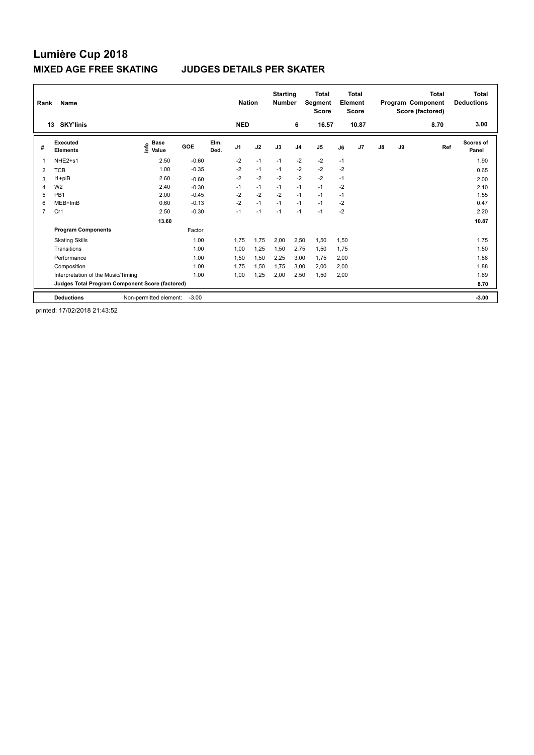# Lumière Cup 2018

## MIXED AGE FREE SKATING JUDGES DETAILS PER SKATER

| Rank | Name | Nation | Starting Number | Total Segment Score | Total Element Score | Total Program Component Score (factored) | Total Deductions |
|---|---|---|---|---|---|---|---|
| 13 | SKY'linis | NED | 6 | 16.57 | 10.87 | 8.70 | 3.00 |

| # | Executed Elements | Info | Base Value | GOE | Elm. Ded. | J1 | J2 | J3 | J4 | J5 | J6 | J7 | J8 | J9 | Ref | Scores of Panel |
|---|---|---|---|---|---|---|---|---|---|---|---|---|---|---|---|---|
| 1 | NHE2+s1 | | 2.50 | -0.60 | | -2 | -1 | -1 | -2 | -2 | -1 | | | | | 1.90 |
| 2 | TCB | | 1.00 | -0.35 | | -2 | -1 | -1 | -2 | -2 | -2 | | | | | 0.65 |
| 3 | I1+piB | | 2.60 | -0.60 | | -2 | -2 | -2 | -2 | -2 | -1 | | | | | 2.00 |
| 4 | W2 | | 2.40 | -0.30 | | -1 | -1 | -1 | -1 | -1 | -2 | | | | | 2.10 |
| 5 | PB1 | | 2.00 | -0.45 | | -2 | -2 | -2 | -1 | -1 | -1 | | | | | 1.55 |
| 6 | MEB+fmB | | 0.60 | -0.13 | | -2 | -1 | -1 | -1 | -1 | -2 | | | | | 0.47 |
| 7 | Cr1 | | 2.50 | -0.30 | | -1 | -1 | -1 | -1 | -1 | -2 | | | | | 2.20 |
| | | | 13.60 | | | | | | | | | | | | | 10.87 |
| | **Program Components** | | | Factor | | | | | | | | | | | | |
| | Skating Skills | | | 1.00 | | 1,75 | 1,75 | 2,00 | 2,50 | 1,50 | 1,50 | | | | | 1.75 |
| | Transitions | | | 1.00 | | 1,00 | 1,25 | 1,50 | 2,75 | 1,50 | 1,75 | | | | | 1.50 |
| | Performance | | | 1.00 | | 1,50 | 1,50 | 2,25 | 3,00 | 1,75 | 2,00 | | | | | 1.88 |
| | Composition | | | 1.00 | | 1,75 | 1,50 | 1,75 | 3,00 | 2,00 | 2,00 | | | | | 1.88 |
| | Interpretation of the Music/Timing | | | 1.00 | | 1,00 | 1,25 | 2,00 | 2,50 | 1,50 | 2,00 | | | | | 1.69 |
| | **Judges Total Program Component Score (factored)** | | | | | | | | | | | | | | | 8.70 |
| | **Deductions** | | Non-permitted element: | -3.00 | | | | | | | | | | | | -3.00 |

printed: 17/02/2018 21:43:52